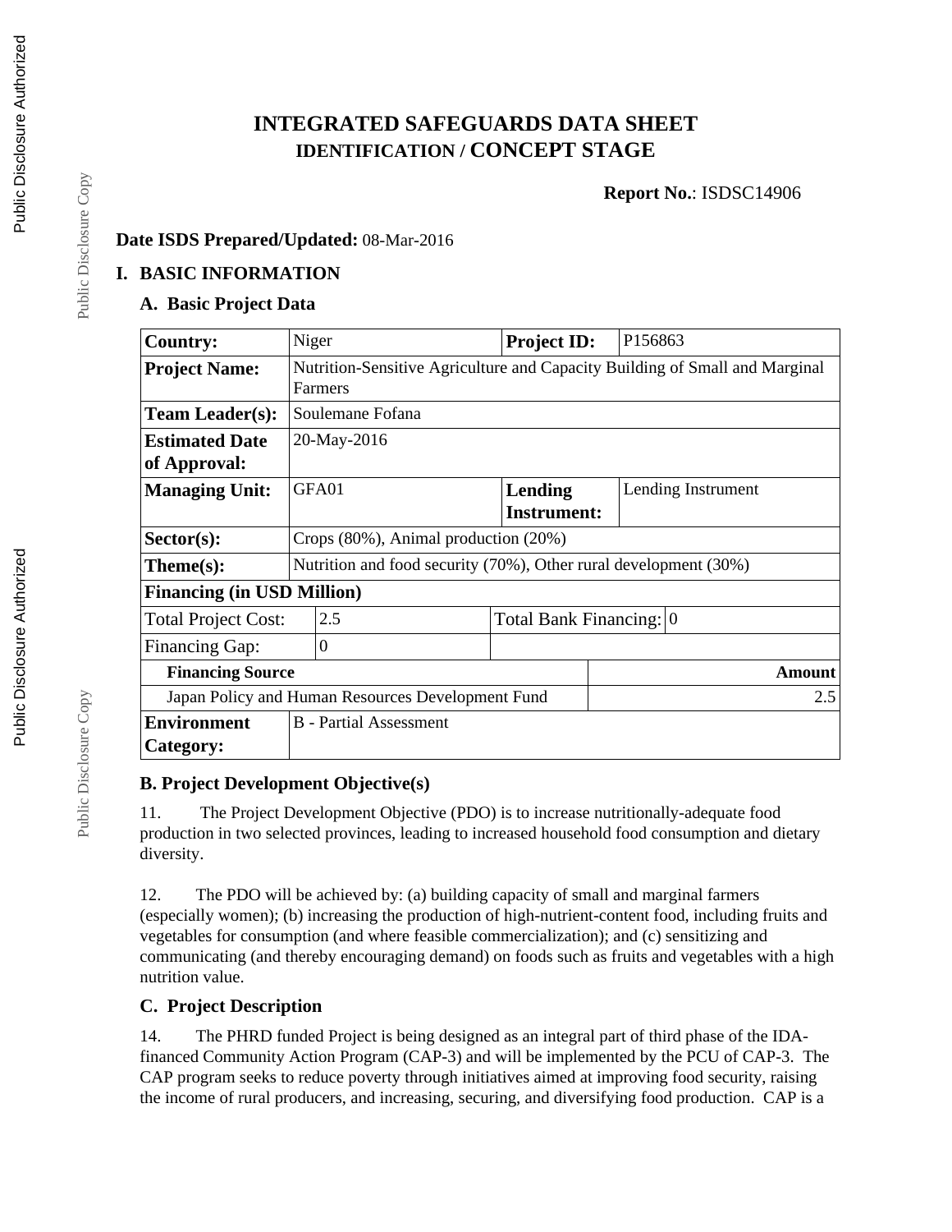# INTEGRATED SAFEGUARDS DATA SHEET
## IDENTIFICATION / CONCEPT STAGE

**Report No.**: ISDSC14906

**Date ISDS Prepared/Updated:** 08-Mar-2016

## I. BASIC INFORMATION

### A. Basic Project Data

| **Country:** | Niger | | **Project ID:** | P156863 |
|---|---|---|---|---|
| **Project Name:** | Nutrition-Sensitive Agriculture and Capacity Building of Small and Marginal Farmers | | | |
| **Team Leader(s):** | Soulemane Fofana | | | |
| **Estimated Date of Approval:** | 20-May-2016 | | | |
| **Managing Unit:** | GFA01 | | **Lending Instrument:** | Lending Instrument |
| **Sector(s):** | Crops (80%), Animal production (20%) | | | |
| **Theme(s):** | Nutrition and food security (70%), Other rural development (30%) | | | |
| **Financing (in USD Million)** | | | | |
| Total Project Cost: | 2.5 | | Total Bank Financing: | 0 |
| Financing Gap: | 0 | | | |
| **Financing Source** | | | | **Amount** |
| Japan Policy and Human Resources Development Fund | | | | 2.5 |
| **Environment Category:** | B - Partial Assessment | | | |

### B. Project Development Objective(s)

11. The Project Development Objective (PDO) is to increase nutritionally-adequate food production in two selected provinces, leading to increased household food consumption and dietary diversity.

12. The PDO will be achieved by: (a) building capacity of small and marginal farmers (especially women); (b) increasing the production of high-nutrient-content food, including fruits and vegetables for consumption (and where feasible commercialization); and (c) sensitizing and communicating (and thereby encouraging demand) on foods such as fruits and vegetables with a high nutrition value.

### C. Project Description

14. The PHRD funded Project is being designed as an integral part of third phase of the IDA-financed Community Action Program (CAP-3) and will be implemented by the PCU of CAP-3. The CAP program seeks to reduce poverty through initiatives aimed at improving food security, raising the income of rural producers, and increasing, securing, and diversifying food production. CAP is a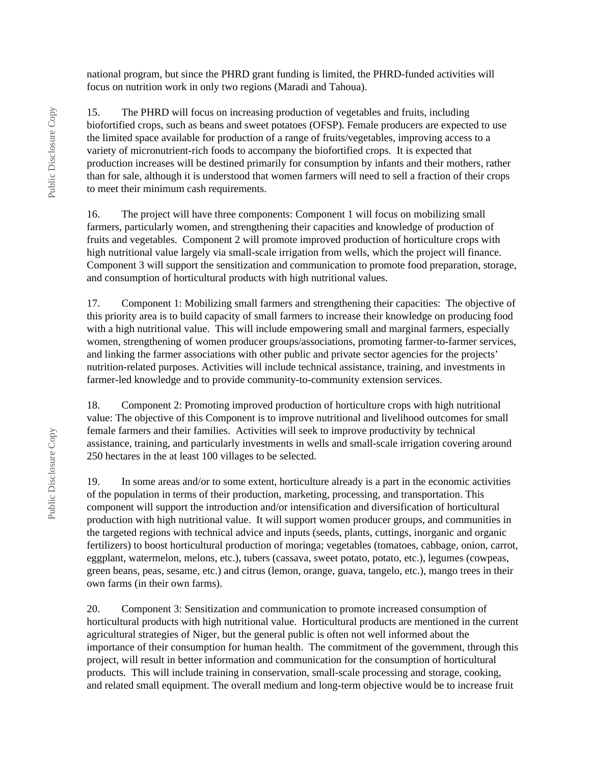national program, but since the PHRD grant funding is limited, the PHRD-funded activities will focus on nutrition work in only two regions (Maradi and Tahoua).

15. The PHRD will focus on increasing production of vegetables and fruits, including biofortified crops, such as beans and sweet potatoes (OFSP). Female producers are expected to use the limited space available for production of a range of fruits/vegetables, improving access to a variety of micronutrient-rich foods to accompany the biofortified crops. It is expected that production increases will be destined primarily for consumption by infants and their mothers, rather than for sale, although it is understood that women farmers will need to sell a fraction of their crops to meet their minimum cash requirements.

16. The project will have three components: Component 1 will focus on mobilizing small farmers, particularly women, and strengthening their capacities and knowledge of production of fruits and vegetables. Component 2 will promote improved production of horticulture crops with high nutritional value largely via small-scale irrigation from wells, which the project will finance. Component 3 will support the sensitization and communication to promote food preparation, storage, and consumption of horticultural products with high nutritional values.

17. Component 1: Mobilizing small farmers and strengthening their capacities: The objective of this priority area is to build capacity of small farmers to increase their knowledge on producing food with a high nutritional value. This will include empowering small and marginal farmers, especially women, strengthening of women producer groups/associations, promoting farmer-to-farmer services, and linking the farmer associations with other public and private sector agencies for the projects' nutrition-related purposes. Activities will include technical assistance, training, and investments in farmer-led knowledge and to provide community-to-community extension services.

18. Component 2: Promoting improved production of horticulture crops with high nutritional value: The objective of this Component is to improve nutritional and livelihood outcomes for small female farmers and their families. Activities will seek to improve productivity by technical assistance, training, and particularly investments in wells and small-scale irrigation covering around 250 hectares in the at least 100 villages to be selected.

19. In some areas and/or to some extent, horticulture already is a part in the economic activities of the population in terms of their production, marketing, processing, and transportation. This component will support the introduction and/or intensification and diversification of horticultural production with high nutritional value. It will support women producer groups, and communities in the targeted regions with technical advice and inputs (seeds, plants, cuttings, inorganic and organic fertilizers) to boost horticultural production of moringa; vegetables (tomatoes, cabbage, onion, carrot, eggplant, watermelon, melons, etc.), tubers (cassava, sweet potato, potato, etc.), legumes (cowpeas, green beans, peas, sesame, etc.) and citrus (lemon, orange, guava, tangelo, etc.), mango trees in their own farms (in their own farms).

20. Component 3: Sensitization and communication to promote increased consumption of horticultural products with high nutritional value. Horticultural products are mentioned in the current agricultural strategies of Niger, but the general public is often not well informed about the importance of their consumption for human health. The commitment of the government, through this project, will result in better information and communication for the consumption of horticultural products. This will include training in conservation, small-scale processing and storage, cooking, and related small equipment. The overall medium and long-term objective would be to increase fruit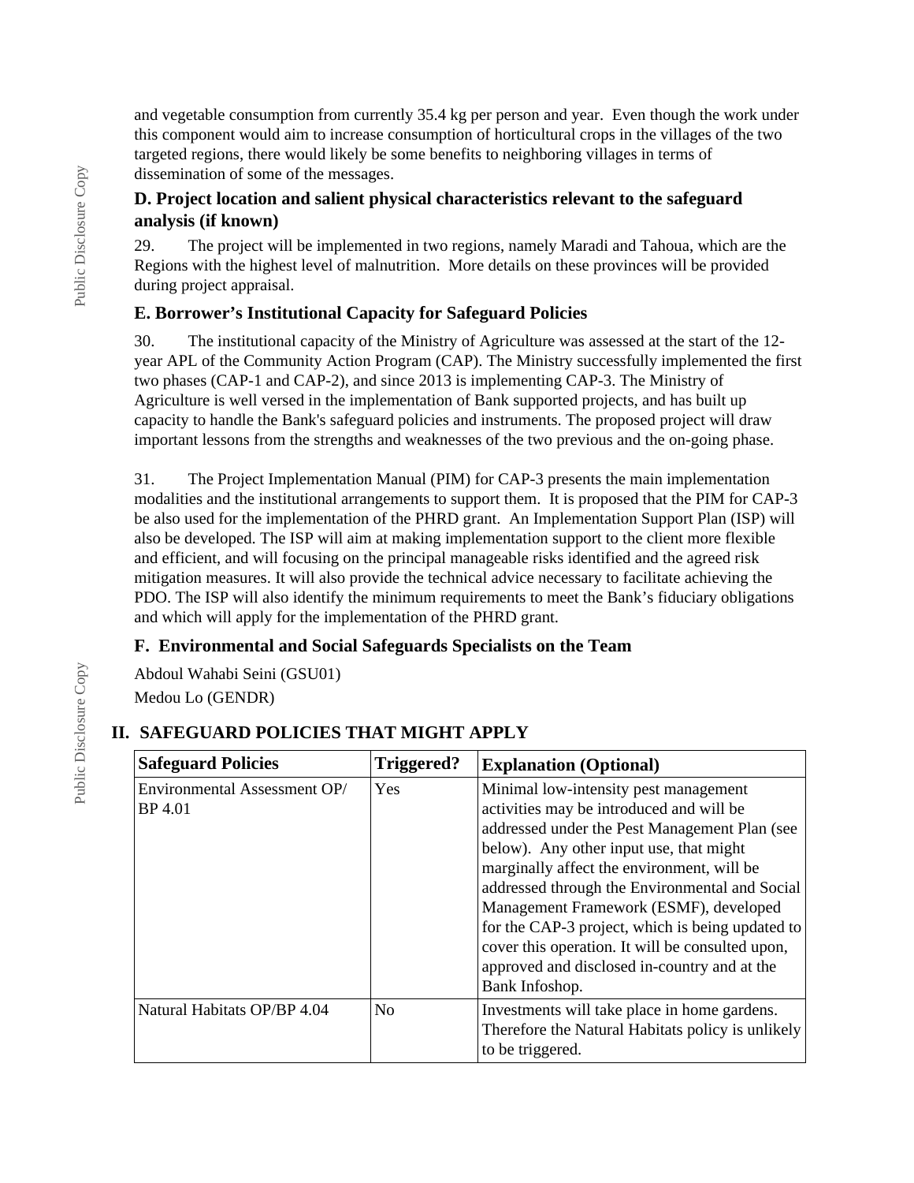and vegetable consumption from currently 35.4 kg per person and year. Even though the work under this component would aim to increase consumption of horticultural crops in the villages of the two targeted regions, there would likely be some benefits to neighboring villages in terms of dissemination of some of the messages.

### D. Project location and salient physical characteristics relevant to the safeguard analysis (if known)

29. The project will be implemented in two regions, namely Maradi and Tahoua, which are the Regions with the highest level of malnutrition. More details on these provinces will be provided during project appraisal.

### E. Borrower's Institutional Capacity for Safeguard Policies

30. The institutional capacity of the Ministry of Agriculture was assessed at the start of the 12-year APL of the Community Action Program (CAP). The Ministry successfully implemented the first two phases (CAP-1 and CAP-2), and since 2013 is implementing CAP-3. The Ministry of Agriculture is well versed in the implementation of Bank supported projects, and has built up capacity to handle the Bank's safeguard policies and instruments. The proposed project will draw important lessons from the strengths and weaknesses of the two previous and the on-going phase.

31. The Project Implementation Manual (PIM) for CAP-3 presents the main implementation modalities and the institutional arrangements to support them. It is proposed that the PIM for CAP-3 be also used for the implementation of the PHRD grant. An Implementation Support Plan (ISP) will also be developed. The ISP will aim at making implementation support to the client more flexible and efficient, and will focusing on the principal manageable risks identified and the agreed risk mitigation measures. It will also provide the technical advice necessary to facilitate achieving the PDO. The ISP will also identify the minimum requirements to meet the Bank's fiduciary obligations and which will apply for the implementation of the PHRD grant.

### F. Environmental and Social Safeguards Specialists on the Team

Abdoul Wahabi Seini (GSU01)
Medou Lo (GENDR)

## II. SAFEGUARD POLICIES THAT MIGHT APPLY

| Safeguard Policies | Triggered? | Explanation (Optional) |
|---|---|---|
| Environmental Assessment OP/ BP 4.01 | Yes | Minimal low-intensity pest management activities may be introduced and will be addressed under the Pest Management Plan (see below). Any other input use, that might marginally affect the environment, will be addressed through the Environmental and Social Management Framework (ESMF), developed for the CAP-3 project, which is being updated to cover this operation. It will be consulted upon, approved and disclosed in-country and at the Bank Infoshop. |
| Natural Habitats OP/BP 4.04 | No | Investments will take place in home gardens. Therefore the Natural Habitats policy is unlikely to be triggered. |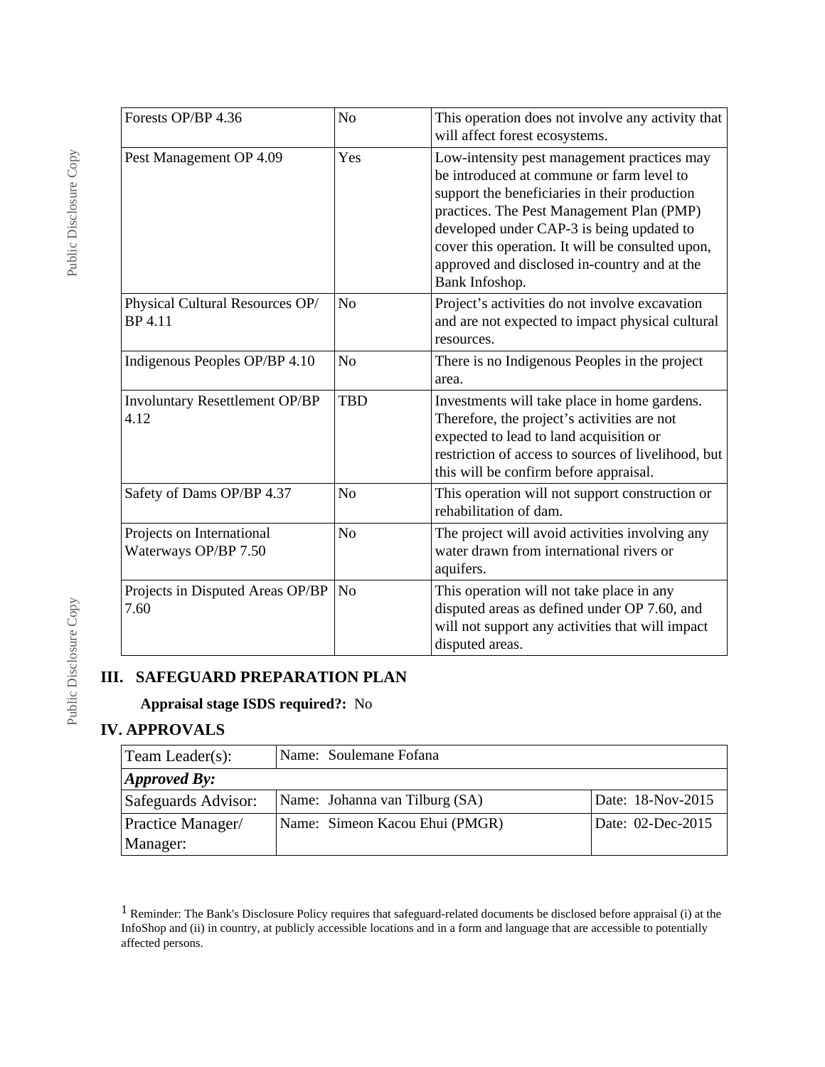| | | |
|---|---|---|
| Forests OP/BP 4.36 | No | This operation does not involve any activity that will affect forest ecosystems. |
| Pest Management OP 4.09 | Yes | Low-intensity pest management practices may be introduced at commune or farm level to support the beneficiaries in their production practices. The Pest Management Plan (PMP) developed under CAP-3 is being updated to cover this operation. It will be consulted upon, approved and disclosed in-country and at the Bank Infoshop. |
| Physical Cultural Resources OP/ BP 4.11 | No | Project's activities do not involve excavation and are not expected to impact physical cultural resources. |
| Indigenous Peoples OP/BP 4.10 | No | There is no Indigenous Peoples in the project area. |
| Involuntary Resettlement OP/BP 4.12 | TBD | Investments will take place in home gardens. Therefore, the project's activities are not expected to lead to land acquisition or restriction of access to sources of livelihood, but this will be confirm before appraisal. |
| Safety of Dams OP/BP 4.37 | No | This operation will not support construction or rehabilitation of dam. |
| Projects on International Waterways OP/BP 7.50 | No | The project will avoid activities involving any water drawn from international rivers or aquifers. |
| Projects in Disputed Areas OP/BP 7.60 | No | This operation will not take place in any disputed areas as defined under OP 7.60, and will not support any activities that will impact disputed areas. |

## III. SAFEGUARD PREPARATION PLAN

**Appraisal stage ISDS required?:** No

## IV. APPROVALS

| | | |
|---|---|---|
| Team Leader(s): | Name: Soulemane Fofana | |
| ***Approved By:*** | | |
| Safeguards Advisor: | Name: Johanna van Tilburg (SA) | Date: 18-Nov-2015 |
| Practice Manager/ Manager: | Name: Simeon Kacou Ehui (PMGR) | Date: 02-Dec-2015 |

[1] Reminder: The Bank's Disclosure Policy requires that safeguard-related documents be disclosed before appraisal (i) at the InfoShop and (ii) in country, at publicly accessible locations and in a form and language that are accessible to potentially affected persons.